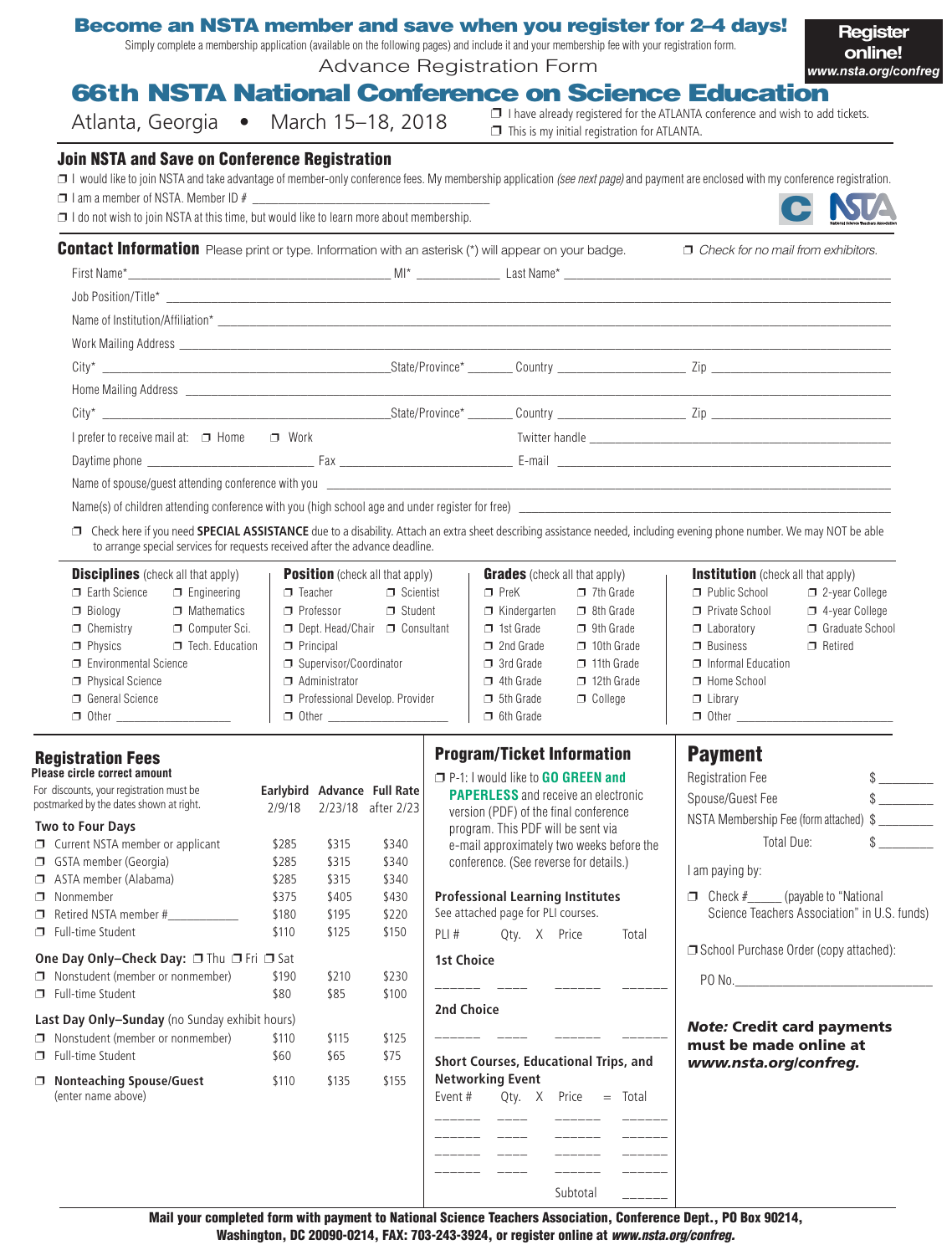# Become an NSTA member and save when you register for 2–4 days!

Simply complete a membership application (available on the following pages) and include it and your membership fee with your registration form.

**Register online!** *www.nsta.org/confreg*

Advance Registration Form

# 66th NSTA National Conference on Science Education

Atlanta, Georgia • March 15–18, 2018

❒ I have already registered for the ATLANTA conference and wish to add tickets.
❒ This is my initial registration for ATLANTA.

## Join NSTA and Save on Conference Registration

❒ I would like to join NSTA and take advantage of member-only conference fees. My membership application *(see next page)* and payment are enclosed with my conference registration.
❒ I am a member of NSTA. Member ID # ________________________
❒ I do not wish to join NSTA at this time, but would like to learn more about membership.

## Contact Information

Please print or type. Information with an asterisk (*) will appear on your badge. ❒ *Check for no mail from exhibitors.*

First Name* ____________ MI* ______ Last Name* ____________

Job Position/Title* ____________

Name of Institution/Affiliation* ____________

Work Mailing Address ____________

City* ____________ State/Province* ______ Country ____________ Zip ____________

Home Mailing Address ____________

City* ____________ State/Province* ______ Country ____________ Zip ____________

I prefer to receive mail at: ❒ Home ❒ Work    Twitter handle ____________

Daytime phone ____________ Fax ____________ E-mail ____________

Name of spouse/guest attending conference with you ____________

Name(s) of children attending conference with you (high school age and under register for free) ____________

❒ Check here if you need **SPECIAL ASSISTANCE** due to a disability. Attach an extra sheet describing assistance needed, including evening phone number. We may NOT be able to arrange special services for requests received after the advance deadline.

**Disciplines** (check all that apply)
- ❒ Earth Science
- ❒ Engineering
- ❒ Biology
- ❒ Mathematics
- ❒ Chemistry
- ❒ Computer Sci.
- ❒ Physics
- ❒ Tech. Education
- ❒ Environmental Science
- ❒ Physical Science
- ❒ General Science
- ❒ Other ____________

**Position** (check all that apply)
- ❒ Teacher
- ❒ Scientist
- ❒ Professor
- ❒ Student
- ❒ Dept. Head/Chair
- ❒ Consultant
- ❒ Principal
- ❒ Supervisor/Coordinator
- ❒ Administrator
- ❒ Professional Develop. Provider
- ❒ Other ____________

**Grades** (check all that apply)
- ❒ PreK
- ❒ 7th Grade
- ❒ Kindergarten
- ❒ 8th Grade
- ❒ 1st Grade
- ❒ 9th Grade
- ❒ 2nd Grade
- ❒ 10th Grade
- ❒ 3rd Grade
- ❒ 11th Grade
- ❒ 4th Grade
- ❒ 12th Grade
- ❒ 5th Grade
- ❒ College
- ❒ 6th Grade

**Institution** (check all that apply)
- ❒ Public School
- ❒ 2-year College
- ❒ Private School
- ❒ 4-year College
- ❒ Laboratory
- ❒ Graduate School
- ❒ Business
- ❒ Retired
- ❒ Informal Education
- ❒ Home School
- ❒ Library
- ❒ Other ____________

## Registration Fees

**Please circle correct amount**

For discounts, your registration must be postmarked by the dates shown at right.

| | Earlybird 2/9/18 | Advance 2/23/18 | Full Rate after 2/23 |
|---|---|---|---|
| **Two to Four Days** | | | |
| ❒ Current NSTA member or applicant | $285 | $315 | $340 |
| ❒ GSTA member (Georgia) | $285 | $315 | $340 |
| ❒ ASTA member (Alabama) | $285 | $315 | $340 |
| ❒ Nonmember | $375 | $405 | $430 |
| ❒ Retired NSTA member #________ | $180 | $195 | $220 |
| ❒ Full-time Student | $110 | $125 | $150 |
| **One Day Only–Check Day:** ❒ Thu ❒ Fri ❒ Sat | | | |
| ❒ Nonstudent (member or nonmember) | $190 | $210 | $230 |
| ❒ Full-time Student | $80 | $85 | $100 |
| **Last Day Only–Sunday** (no Sunday exhibit hours) | | | |
| ❒ Nonstudent (member or nonmember) | $110 | $115 | $125 |
| ❒ Full-time Student | $60 | $65 | $75 |
| ❒ **Nonteaching Spouse/Guest** (enter name above) | $110 | $135 | $155 |

## Program/Ticket Information

❒ P-1: I would like to **GO GREEN and PAPERLESS** and receive an electronic version (PDF) of the final conference program. This PDF will be sent via e-mail approximately two weeks before the conference. (See reverse for details.)

**Professional Learning Institutes**

See attached page for PLI courses.

| PLI # | Qty. | X Price | Total |
|---|---|---|---|
| **1st Choice** | | | |
| ______ | ____ | ______ | ______ |
| **2nd Choice** | | | |
| ______ | ____ | ______ | ______ |

**Short Courses, Educational Trips, and Networking Event**

| Event # | Qty. | X Price | = Total |
|---|---|---|---|
| ______ | ____ | ______ | ______ |
| ______ | ____ | ______ | ______ |
| ______ | ____ | ______ | ______ |
| ______ | ____ | ______ | ______ |
| | | Subtotal | ______ |

## Payment

Registration Fee $ ________
Spouse/Guest Fee $ ________
NSTA Membership Fee (form attached) $ ________
Total Due: $ ________

I am paying by:

❒ Check #_____ (payable to "National Science Teachers Association" in U.S. funds)

❒ School Purchase Order (copy attached):

PO No.____________

***Note:* Credit card payments must be made online at *www.nsta.org/confreg.***

**Mail your completed form with payment to National Science Teachers Association, Conference Dept., PO Box 90214, Washington, DC 20090-0214, FAX: 703-243-3924, or register online at *www.nsta.org/confreg.***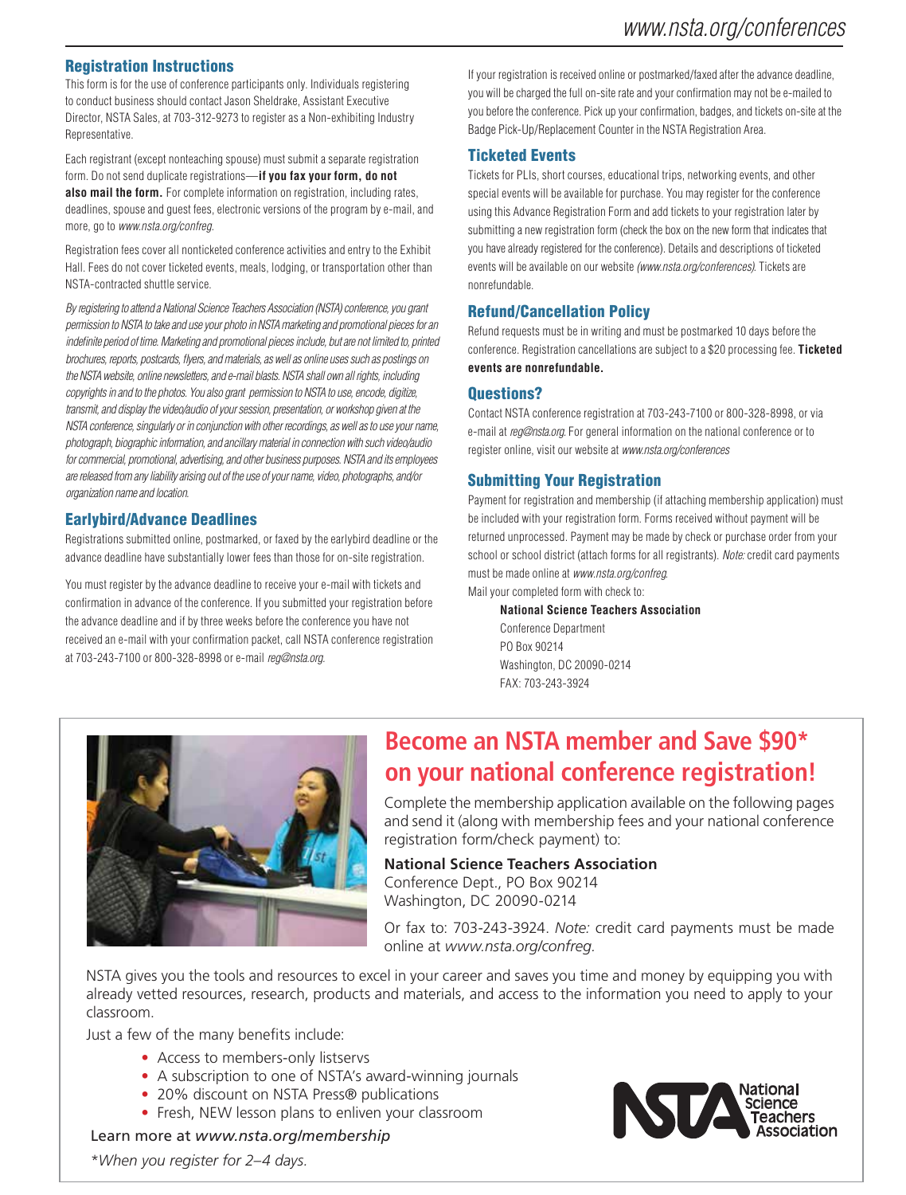## Registration Instructions

This form is for the use of conference participants only. Individuals registering to conduct business should contact Jason Sheldrake, Assistant Executive Director, NSTA Sales, at 703-312-9273 to register as a Non-exhibiting Industry Representative.

Each registrant (except nonteaching spouse) must submit a separate registration form. Do not send duplicate registrations—**if you fax your form, do not also mail the form.** For complete information on registration, including rates, deadlines, spouse and guest fees, electronic versions of the program by e-mail, and more, go to *www.nsta.org/confreg.*

Registration fees cover all nonticketed conference activities and entry to the Exhibit Hall. Fees do not cover ticketed events, meals, lodging, or transportation other than NSTA-contracted shuttle service.

*By registering to attend a National Science Teachers Association (NSTA) conference, you grant permission to NSTA to take and use your photo in NSTA marketing and promotional pieces for an indefinite period of time. Marketing and promotional pieces include, but are not limited to, printed brochures, reports, postcards, flyers, and materials, as well as online uses such as postings on the NSTA website, online newsletters, and e-mail blasts. NSTA shall own all rights, including copyrights in and to the photos. You also grant permission to NSTA to use, encode, digitize, transmit, and display the video/audio of your session, presentation, or workshop given at the NSTA conference, singularly or in conjunction with other recordings, as well as to use your name, photograph, biographic information, and ancillary material in connection with such video/audio for commercial, promotional, advertising, and other business purposes. NSTA and its employees are released from any liability arising out of the use of your name, video, photographs, and/or organization name and location.*

## Earlybird/Advance Deadlines

Registrations submitted online, postmarked, or faxed by the earlybird deadline or the advance deadline have substantially lower fees than those for on-site registration.

You must register by the advance deadline to receive your e-mail with tickets and confirmation in advance of the conference. If you submitted your registration before the advance deadline and if by three weeks before the conference you have not received an e-mail with your confirmation packet, call NSTA conference registration at 703-243-7100 or 800-328-8998 or e-mail *reg@nsta.org.*

If your registration is received online or postmarked/faxed after the advance deadline, you will be charged the full on-site rate and your confirmation may not be e-mailed to you before the conference. Pick up your confirmation, badges, and tickets on-site at the Badge Pick-Up/Replacement Counter in the NSTA Registration Area.

## Ticketed Events

Tickets for PLIs, short courses, educational trips, networking events, and other special events will be available for purchase. You may register for the conference using this Advance Registration Form and add tickets to your registration later by submitting a new registration form (check the box on the new form that indicates that you have already registered for the conference). Details and descriptions of ticketed events will be available on our website *(www.nsta.org/conferences).* Tickets are nonrefundable.

## Refund/Cancellation Policy

Refund requests must be in writing and must be postmarked 10 days before the conference. Registration cancellations are subject to a $20 processing fee. **Ticketed events are nonrefundable.**

## Questions?

Contact NSTA conference registration at 703-243-7100 or 800-328-8998, or via e-mail at *reg@nsta.org.* For general information on the national conference or to register online, visit our website at *www.nsta.org/conferences*

## Submitting Your Registration

Payment for registration and membership (if attaching membership application) must be included with your registration form. Forms received without payment will be returned unprocessed. Payment may be made by check or purchase order from your school or school district (attach forms for all registrants). *Note:* credit card payments must be made online at *www.nsta.org/confreg.*

Mail your completed form with check to:

**National Science Teachers Association**
Conference Department
PO Box 90214
Washington, DC 20090-0214
FAX: 703-243-3924

## Become an NSTA member and Save $90* on your national conference registration!

Complete the membership application available on the following pages and send it (along with membership fees and your national conference registration form/check payment) to:

**National Science Teachers Association**
Conference Dept., PO Box 90214
Washington, DC 20090-0214

Or fax to: 703-243-3924. *Note:* credit card payments must be made online at *www.nsta.org/confreg.*

NSTA gives you the tools and resources to excel in your career and saves you time and money by equipping you with already vetted resources, research, products and materials, and access to the information you need to apply to your classroom.

Just a few of the many benefits include:

- Access to members-only listservs
- A subscription to one of NSTA's award-winning journals
- 20% discount on NSTA Press® publications
- Fresh, NEW lesson plans to enliven your classroom

Learn more at *www.nsta.org/membership*

*\*When you register for 2–4 days.*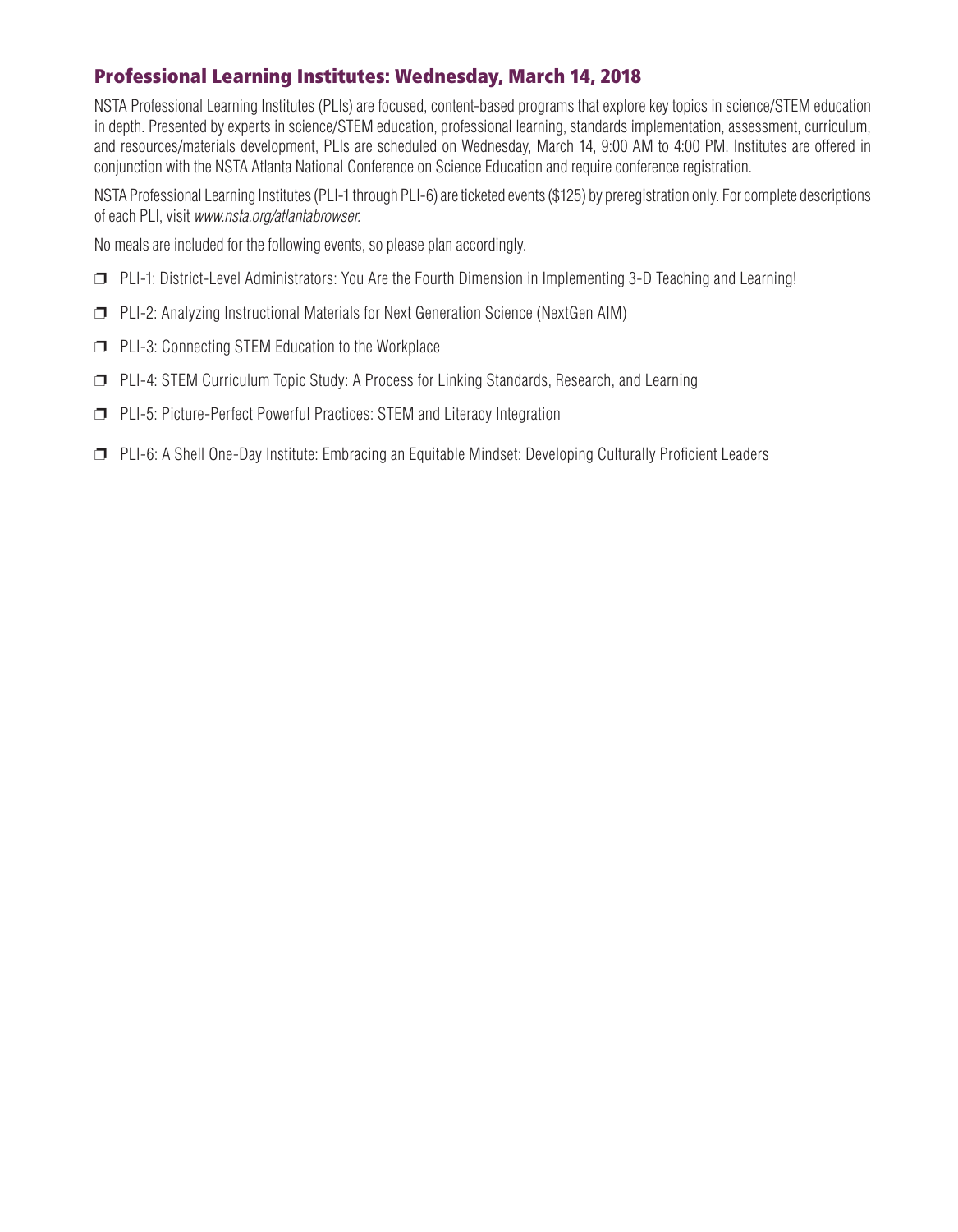## Professional Learning Institutes: Wednesday, March 14, 2018

NSTA Professional Learning Institutes (PLIs) are focused, content-based programs that explore key topics in science/STEM education in depth. Presented by experts in science/STEM education, professional learning, standards implementation, assessment, curriculum, and resources/materials development, PLIs are scheduled on Wednesday, March 14, 9:00 AM to 4:00 PM. Institutes are offered in conjunction with the NSTA Atlanta National Conference on Science Education and require conference registration.

NSTA Professional Learning Institutes (PLI-1 through PLI-6) are ticketed events ($125) by preregistration only. For complete descriptions of each PLI, visit *www.nsta.org/atlantabrowser.*

No meals are included for the following events, so please plan accordingly.

- ❒ PLI-1: District-Level Administrators: You Are the Fourth Dimension in Implementing 3-D Teaching and Learning!
- ❒ PLI-2: Analyzing Instructional Materials for Next Generation Science (NextGen AIM)
- ❒ PLI-3: Connecting STEM Education to the Workplace
- ❒ PLI-4: STEM Curriculum Topic Study: A Process for Linking Standards, Research, and Learning
- ❒ PLI-5: Picture-Perfect Powerful Practices: STEM and Literacy Integration
- ❒ PLI-6: A Shell One-Day Institute: Embracing an Equitable Mindset: Developing Culturally Proficient Leaders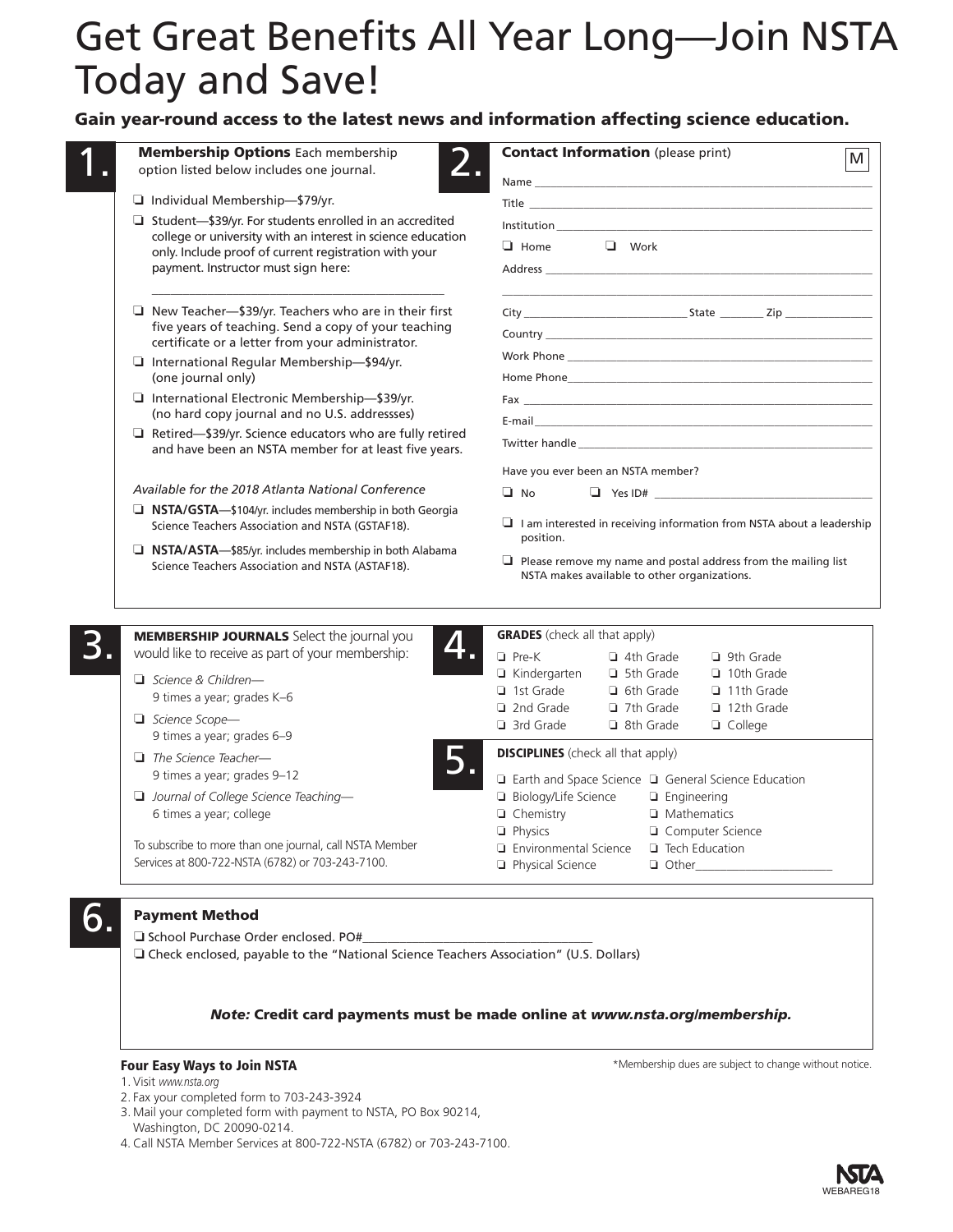# Get Great Benefits All Year Long—Join NSTA Today and Save!

**Gain year-round access to the latest news and information affecting science education.**

## 1. Membership Options

Each membership option listed below includes one journal.

- ❑ Individual Membership—$79/yr.
- ❑ Student—$39/yr. For students enrolled in an accredited college or university with an interest in science education only. Include proof of current registration with your payment. Instructor must sign here:

  ______________________________________________
- ❑ New Teacher—$39/yr. Teachers who are in their first five years of teaching. Send a copy of your teaching certificate or a letter from your administrator.
- ❑ International Regular Membership—$94/yr. (one journal only)
- ❑ International Electronic Membership—$39/yr. (no hard copy journal and no U.S. addressses)
- ❑ Retired—$39/yr. Science educators who are fully retired and have been an NSTA member for at least five years.

*Available for the 2018 Atlanta National Conference*

- ❑ **NSTA/GSTA**—$104/yr. includes membership in both Georgia Science Teachers Association and NSTA (GSTAF18).
- ❑ **NSTA/ASTA**—$85/yr. includes membership in both Alabama Science Teachers Association and NSTA (ASTAF18).

## 2. Contact Information (please print)

M

Name ______________________________

Title ______________________________

Institution ______________________________

❑ Home ❑ Work

Address ______________________________

______________________________

City ______________ State ________ Zip ______________

Country ______________________________

Work Phone ______________________________

Home Phone ______________________________

Fax ______________________________

E-mail ______________________________

Twitter handle ______________________________

Have you ever been an NSTA member?

❑ No ❑ Yes ID# ______________________

❑ I am interested in receiving information from NSTA about a leadership position.

❑ Please remove my name and postal address from the mailing list NSTA makes available to other organizations.

## 3. MEMBERSHIP JOURNALS

Select the journal you would like to receive as part of your membership:

- ❑ *Science & Children*— 9 times a year; grades K–6
- ❑ *Science Scope*— 9 times a year; grades 6–9
- ❑ *The Science Teacher*— 9 times a year; grades 9–12
- ❑ *Journal of College Science Teaching*— 6 times a year; college

To subscribe to more than one journal, call NSTA Member Services at 800-722-NSTA (6782) or 703-243-7100.

## 4. GRADES (check all that apply)

| | | |
|---|---|---|
| ❑ Pre-K | ❑ 4th Grade | ❑ 9th Grade |
| ❑ Kindergarten | ❑ 5th Grade | ❑ 10th Grade |
| ❑ 1st Grade | ❑ 6th Grade | ❑ 11th Grade |
| ❑ 2nd Grade | ❑ 7th Grade | ❑ 12th Grade |
| ❑ 3rd Grade | ❑ 8th Grade | ❑ College |

## 5. DISCIPLINES (check all that apply)

| | |
|---|---|
| ❑ Earth and Space Science | ❑ General Science Education |
| ❑ Biology/Life Science | ❑ Engineering |
| ❑ Chemistry | ❑ Mathematics |
| ❑ Physics | ❑ Computer Science |
| ❑ Environmental Science | ❑ Tech Education |
| ❑ Physical Science | ❑ Other______________________ |

## 6. Payment Method

❑ School Purchase Order enclosed. PO#______________________________

❑ Check enclosed, payable to the "National Science Teachers Association" (U.S. Dollars)

***Note:* Credit card payments must be made online at *www.nsta.org/membership.***

### Four Easy Ways to Join NSTA

\*Membership dues are subject to change without notice.

1. Visit *www.nsta.org*
2. Fax your completed form to 703-243-3924
3. Mail your completed form with payment to NSTA, PO Box 90214, Washington, DC 20090-0214.
4. Call NSTA Member Services at 800-722-NSTA (6782) or 703-243-7100.

NSTA
WEBAREG18